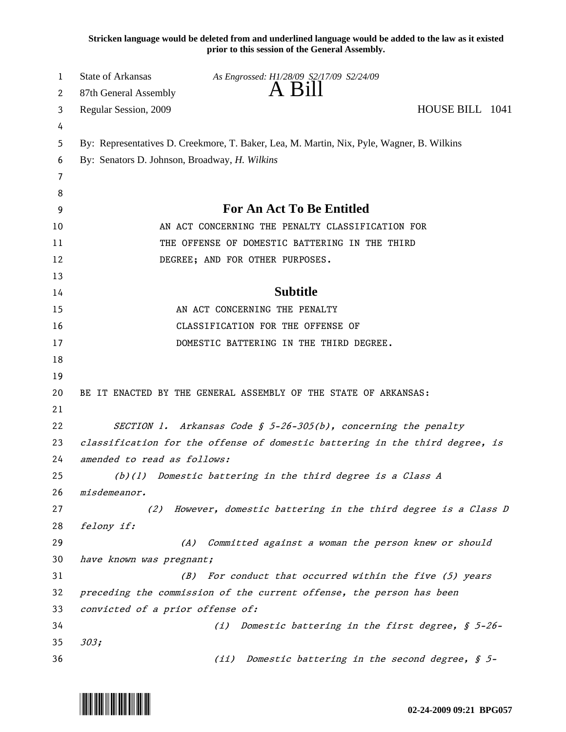**Stricken language would be deleted from and underlined language would be added to the law as it existed prior to this session of the General Assembly.**

State of Arkansas *As Engrossed: H1/28/09 S2/17/09 S2/24/09*
87th General Assembly
# A Bill
Regular Session, 2009 HOUSE BILL 1041

By: Representatives D. Creekmore, T. Baker, Lea, M. Martin, Nix, Pyle, Wagner, B. Wilkins
By: Senators D. Johnson, Broadway, *H. Wilkins*

## For An Act To Be Entitled

AN ACT CONCERNING THE PENALTY CLASSIFICATION FOR THE OFFENSE OF DOMESTIC BATTERING IN THE THIRD DEGREE; AND FOR OTHER PURPOSES.

## Subtitle

AN ACT CONCERNING THE PENALTY CLASSIFICATION FOR THE OFFENSE OF DOMESTIC BATTERING IN THE THIRD DEGREE.

BE IT ENACTED BY THE GENERAL ASSEMBLY OF THE STATE OF ARKANSAS:

*SECTION 1. Arkansas Code § 5-26-305(b), concerning the penalty classification for the offense of domestic battering in the third degree, is amended to read as follows:*

*(b)(1) Domestic battering in the third degree is a Class A misdemeanor.*

*(2) However, domestic battering in the third degree is a Class D felony if:*

*(A) Committed against a woman the person knew or should have known was pregnant;*

*(B) For conduct that occurred within the five (5) years preceding the commission of the current offense, the person has been convicted of a prior offense of:*

*(i) Domestic battering in the first degree, § 5-26-303;*

*(ii) Domestic battering in the second degree, § 5-*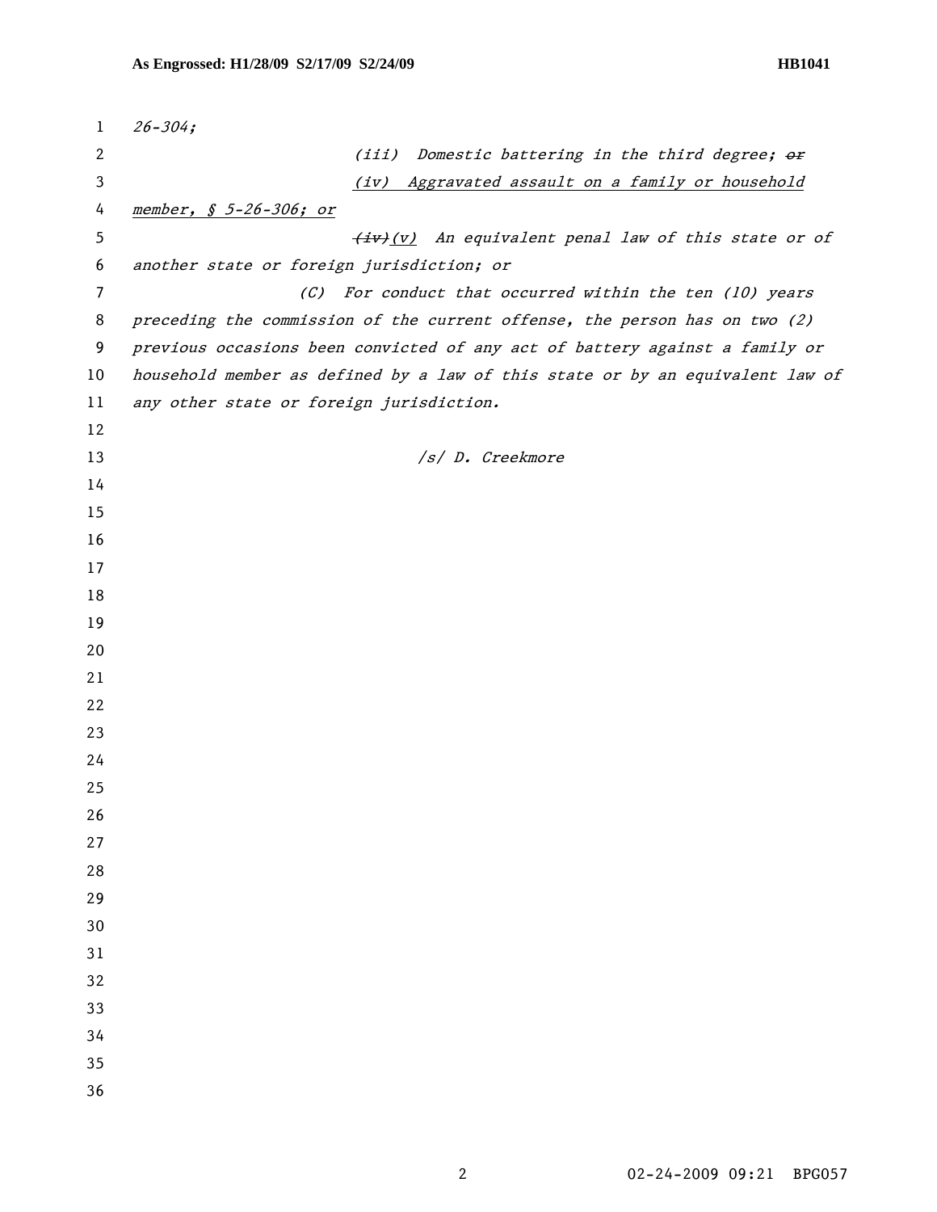*26-304;*

*(iii) Domestic battering in the third degree; ~~or~~*

*(iv) Aggravated assault on a family or household member, § 5-26-306; or*

*~~(iv)~~(v) An equivalent penal law of this state or of another state or foreign jurisdiction; or*

*(C) For conduct that occurred within the ten (10) years preceding the commission of the current offense, the person has on two (2) previous occasions been convicted of any act of battery against a family or household member as defined by a law of this state or by an equivalent law of any other state or foreign jurisdiction.*

/s/ D. Creekmore

02-24-2009 09:21 BPG057